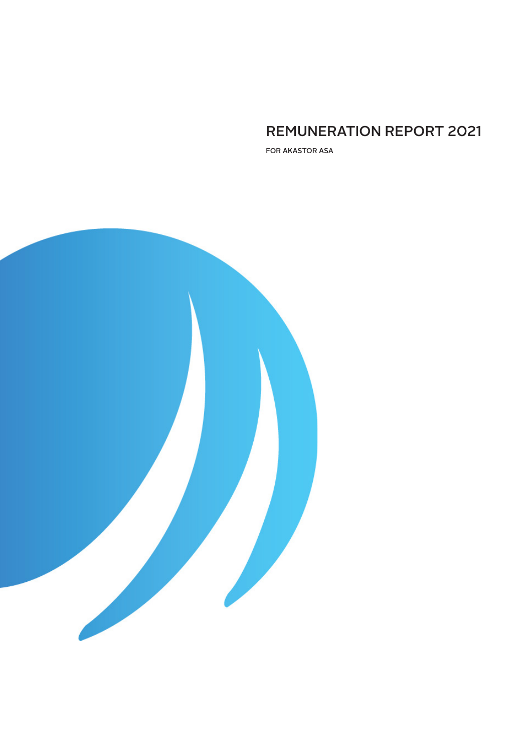# REMUNERATION REPORT 2021

FOR AKASTOR ASA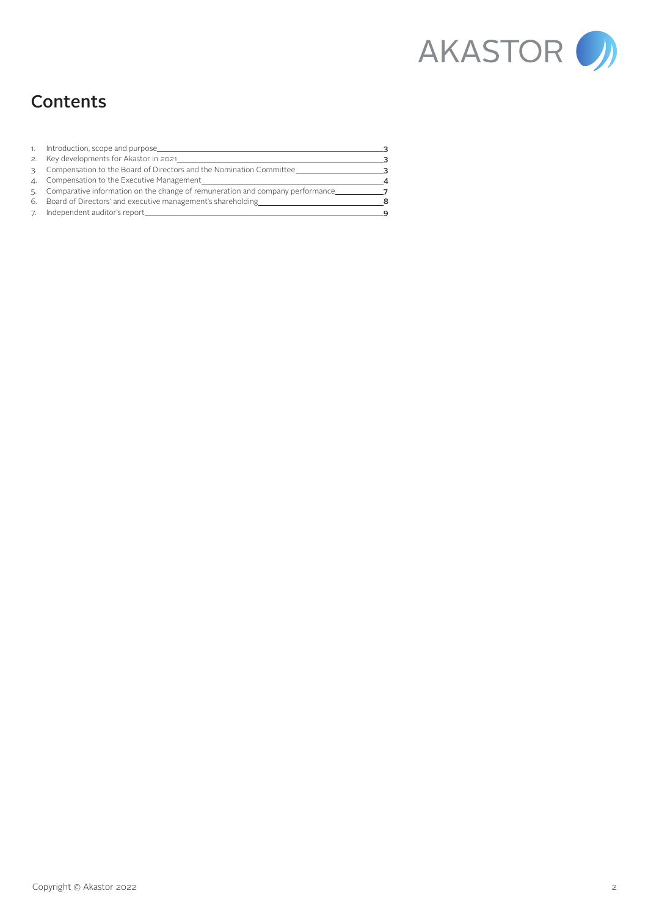## Contents

1. Introduction, scope and purpose 3
2. Key developments for Akastor in 2021 3
3. Compensation to the Board of Directors and the Nomination Committee 3
4. Compensation to the Executive Management 4
5. Comparative information on the change of remuneration and company performance 7
6. Board of Directors' and executive management's shareholding 8
7. Independent auditor's report 9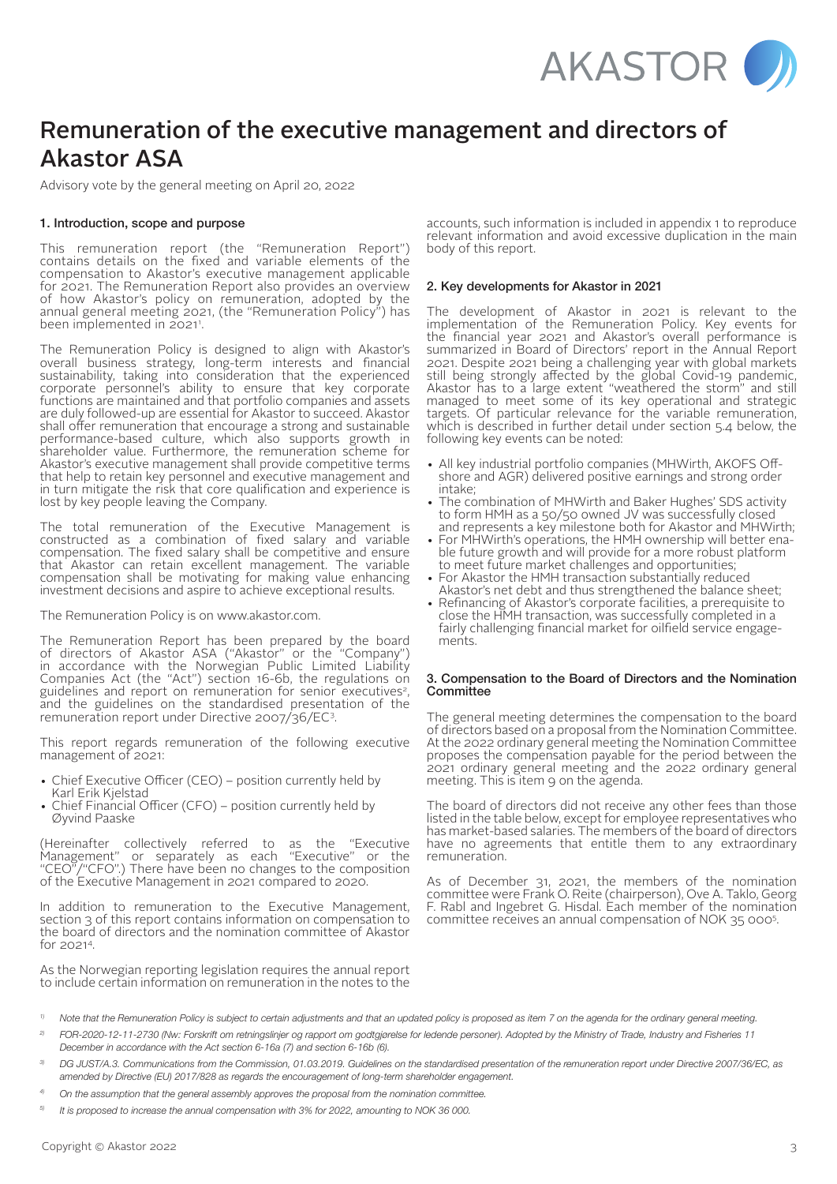# Remuneration of the executive management and directors of Akastor ASA

Advisory vote by the general meeting on April 20, 2022

## 1. Introduction, scope and purpose

This remuneration report (the "Remuneration Report") contains details on the fixed and variable elements of the compensation to Akastor's executive management applicable for 2021. The Remuneration Report also provides an overview of how Akastor's policy on remuneration, adopted by the annual general meeting 2021, (the "Remuneration Policy") has been implemented in 2021[1].

The Remuneration Policy is designed to align with Akastor's overall business strategy, long-term interests and financial sustainability, taking into consideration that the experienced corporate personnel's ability to ensure that key corporate functions are maintained and that portfolio companies and assets are duly followed-up are essential for Akastor to succeed. Akastor shall offer remuneration that encourage a strong and sustainable performance-based culture, which also supports growth in shareholder value. Furthermore, the remuneration scheme for Akastor's executive management shall provide competitive terms that help to retain key personnel and executive management and in turn mitigate the risk that core qualification and experience is lost by key people leaving the Company.

The total remuneration of the Executive Management is constructed as a combination of fixed salary and variable compensation. The fixed salary shall be competitive and ensure that Akastor can retain excellent management. The variable compensation shall be motivating for making value enhancing investment decisions and aspire to achieve exceptional results.

The Remuneration Policy is on www.akastor.com.

The Remuneration Report has been prepared by the board of directors of Akastor ASA ("Akastor" or the "Company") in accordance with the Norwegian Public Limited Liability Companies Act (the "Act") section 16-6b, the regulations on guidelines and report on remuneration for senior executives[2], and the guidelines on the standardised presentation of the remuneration report under Directive 2007/36/EC[3].

This report regards remuneration of the following executive management of 2021:

- Chief Executive Officer (CEO) – position currently held by Karl Erik Kjelstad
- Chief Financial Officer (CFO) – position currently held by Øyvind Paaske

(Hereinafter collectively referred to as the "Executive Management" or separately as each "Executive" or the "CEO"/"CFO".) There have been no changes to the composition of the Executive Management in 2021 compared to 2020.

In addition to remuneration to the Executive Management, section 3 of this report contains information on compensation to the board of directors and the nomination committee of Akastor for 2021[4].

As the Norwegian reporting legislation requires the annual report to include certain information on remuneration in the notes to the accounts, such information is included in appendix 1 to reproduce relevant information and avoid excessive duplication in the main body of this report.

## 2. Key developments for Akastor in 2021

The development of Akastor in 2021 is relevant to the implementation of the Remuneration Policy. Key events for the financial year 2021 and Akastor's overall performance is summarized in Board of Directors' report in the Annual Report 2021. Despite 2021 being a challenging year with global markets still being strongly affected by the global Covid-19 pandemic, Akastor has to a large extent "weathered the storm" and still managed to meet some of its key operational and strategic targets. Of particular relevance for the variable remuneration, which is described in further detail under section 5.4 below, the following key events can be noted:

- All key industrial portfolio companies (MHWirth, AKOFS Offshore and AGR) delivered positive earnings and strong order intake;
- The combination of MHWirth and Baker Hughes' SDS activity to form HMH as a 50/50 owned JV was successfully closed and represents a key milestone both for Akastor and MHWirth;
- For MHWirth's operations, the HMH ownership will better enable future growth and will provide for a more robust platform to meet future market challenges and opportunities;
- For Akastor the HMH transaction substantially reduced Akastor's net debt and thus strengthened the balance sheet;
- Refinancing of Akastor's corporate facilities, a prerequisite to close the HMH transaction, was successfully completed in a fairly challenging financial market for oilfield service engagements.

## 3. Compensation to the Board of Directors and the Nomination Committee

The general meeting determines the compensation to the board of directors based on a proposal from the Nomination Committee. At the 2022 ordinary general meeting the Nomination Committee proposes the compensation payable for the period between the 2021 ordinary general meeting and the 2022 ordinary general meeting. This is item 9 on the agenda.

The board of directors did not receive any other fees than those listed in the table below, except for employee representatives who has market-based salaries. The members of the board of directors have no agreements that entitle them to any extraordinary remuneration.

As of December 31, 2021, the members of the nomination committee were Frank O. Reite (chairperson), Ove A. Taklo, Georg F. Rabl and Ingebret G. Hisdal. Each member of the nomination committee receives an annual compensation of NOK 35 000[5].

---

[1] *Note that the Remuneration Policy is subject to certain adjustments and that an updated policy is proposed as item 7 on the agenda for the ordinary general meeting.*

[2] *FOR-2020-12-11-2730 (Nw: Forskrift om retningslinjer og rapport om godtgjørelse for ledende personer). Adopted by the Ministry of Trade, Industry and Fisheries 11 December in accordance with the Act section 6-16a (7) and section 6-16b (6).*

[3] *DG JUST/A.3. Communications from the Commission, 01.03.2019. Guidelines on the standardised presentation of the remuneration report under Directive 2007/36/EC, as amended by Directive (EU) 2017/828 as regards the encouragement of long-term shareholder engagement.*

[4] *On the assumption that the general assembly approves the proposal from the nomination committee.*

[5] *It is proposed to increase the annual compensation with 3% for 2022, amounting to NOK 36 000.*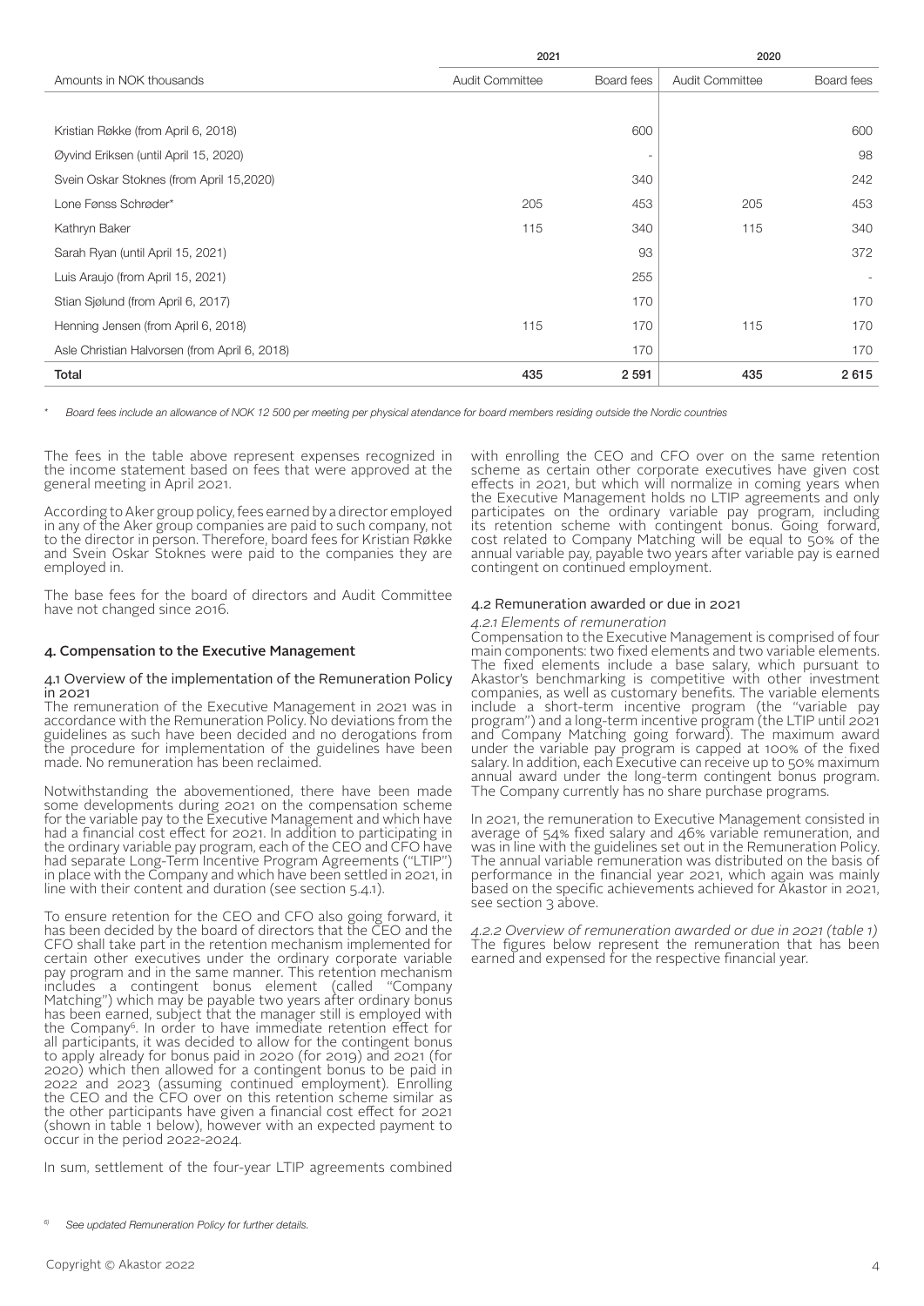| Amounts in NOK thousands | 2021 | | 2020 | |
|---|---|---|---|---|
| | Audit Committee | Board fees | Audit Committee | Board fees |
| Kristian Røkke (from April 6, 2018) | | 600 | | 600 |
| Øyvind Eriksen (until April 15, 2020) | | - | | 98 |
| Svein Oskar Stoknes (from April 15,2020) | | 340 | | 242 |
| Lone Fønss Schrøder* | 205 | 453 | 205 | 453 |
| Kathryn Baker | 115 | 340 | 115 | 340 |
| Sarah Ryan (until April 15, 2021) | | 93 | | 372 |
| Luis Araujo (from April 15, 2021) | | 255 | | - |
| Stian Sjølund (from April 6, 2017) | | 170 | | 170 |
| Henning Jensen (from April 6, 2018) | 115 | 170 | 115 | 170 |
| Asle Christian Halvorsen (from April 6, 2018) | | 170 | | 170 |
| **Total** | 435 | 2 591 | 435 | 2 615 |

* *Board fees include an allowance of NOK 12 500 per meeting per physical atendance for board members residing outside the Nordic countries*

The fees in the table above represent expenses recognized in the income statement based on fees that were approved at the general meeting in April 2021.

According to Aker group policy, fees earned by a director employed in any of the Aker group companies are paid to such company, not to the director in person. Therefore, board fees for Kristian Røkke and Svein Oskar Stoknes were paid to the companies they are employed in.

The base fees for the board of directors and Audit Committee have not changed since 2016.

## 4. Compensation to the Executive Management

### 4.1 Overview of the implementation of the Remuneration Policy in 2021

The remuneration of the Executive Management in 2021 was in accordance with the Remuneration Policy. No deviations from the guidelines as such have been decided and no derogations from the procedure for implementation of the guidelines have been made. No remuneration has been reclaimed.

Notwithstanding the abovementioned, there have been made some developments during 2021 on the compensation scheme for the variable pay to the Executive Management and which have had a financial cost effect for 2021. In addition to participating in the ordinary variable pay program, each of the CEO and CFO have had separate Long-Term Incentive Program Agreements ("LTIP") in place with the Company and which have been settled in 2021, in line with their content and duration (see section 5.4.1).

To ensure retention for the CEO and CFO also going forward, it has been decided by the board of directors that the CEO and the CFO shall take part in the retention mechanism implemented for certain other executives under the ordinary corporate variable pay program and in the same manner. This retention mechanism includes a contingent bonus element (called "Company Matching") which may be payable two years after ordinary bonus has been earned, subject that the manager still is employed with the Company[6]. In order to have immediate retention effect for all participants, it was decided to allow for the contingent bonus to apply already for bonus paid in 2020 (for 2019) and 2021 (for 2020) which then allowed for a contingent bonus to be paid in 2022 and 2023 (assuming continued employment). Enrolling the CEO and the CFO over on this retention scheme similar as the other participants have given a financial cost effect for 2021 (shown in table 1 below), however with an expected payment to occur in the period 2022-2024.

In sum, settlement of the four-year LTIP agreements combined with enrolling the CEO and CFO over on the same retention scheme as certain other corporate executives have given cost effects in 2021, but which will normalize in coming years when the Executive Management holds no LTIP agreements and only participates on the ordinary variable pay program, including its retention scheme with contingent bonus. Going forward, cost related to Company Matching will be equal to 50% of the annual variable pay, payable two years after variable pay is earned contingent on continued employment.

### 4.2 Remuneration awarded or due in 2021

*4.2.1 Elements of remuneration*

Compensation to the Executive Management is comprised of four main components: two fixed elements and two variable elements. The fixed elements include a base salary, which pursuant to Akastor's benchmarking is competitive with other investment companies, as well as customary benefits. The variable elements include a short-term incentive program (the "variable pay program") and a long-term incentive program (the LTIP until 2021 and Company Matching going forward). The maximum award under the variable pay program is capped at 100% of the fixed salary. In addition, each Executive can receive up to 50% maximum annual award under the long-term contingent bonus program. The Company currently has no share purchase programs.

In 2021, the remuneration to Executive Management consisted in average of 54% fixed salary and 46% variable remuneration, and was in line with the guidelines set out in the Remuneration Policy. The annual variable remuneration was distributed on the basis of performance in the financial year 2021, which again was mainly based on the specific achievements achieved for Akastor in 2021, see section 3 above.

*4.2.2 Overview of remuneration awarded or due in 2021 (table 1)*

The figures below represent the remuneration that has been earned and expensed for the respective financial year.

[6] *See updated Remuneration Policy for further details.*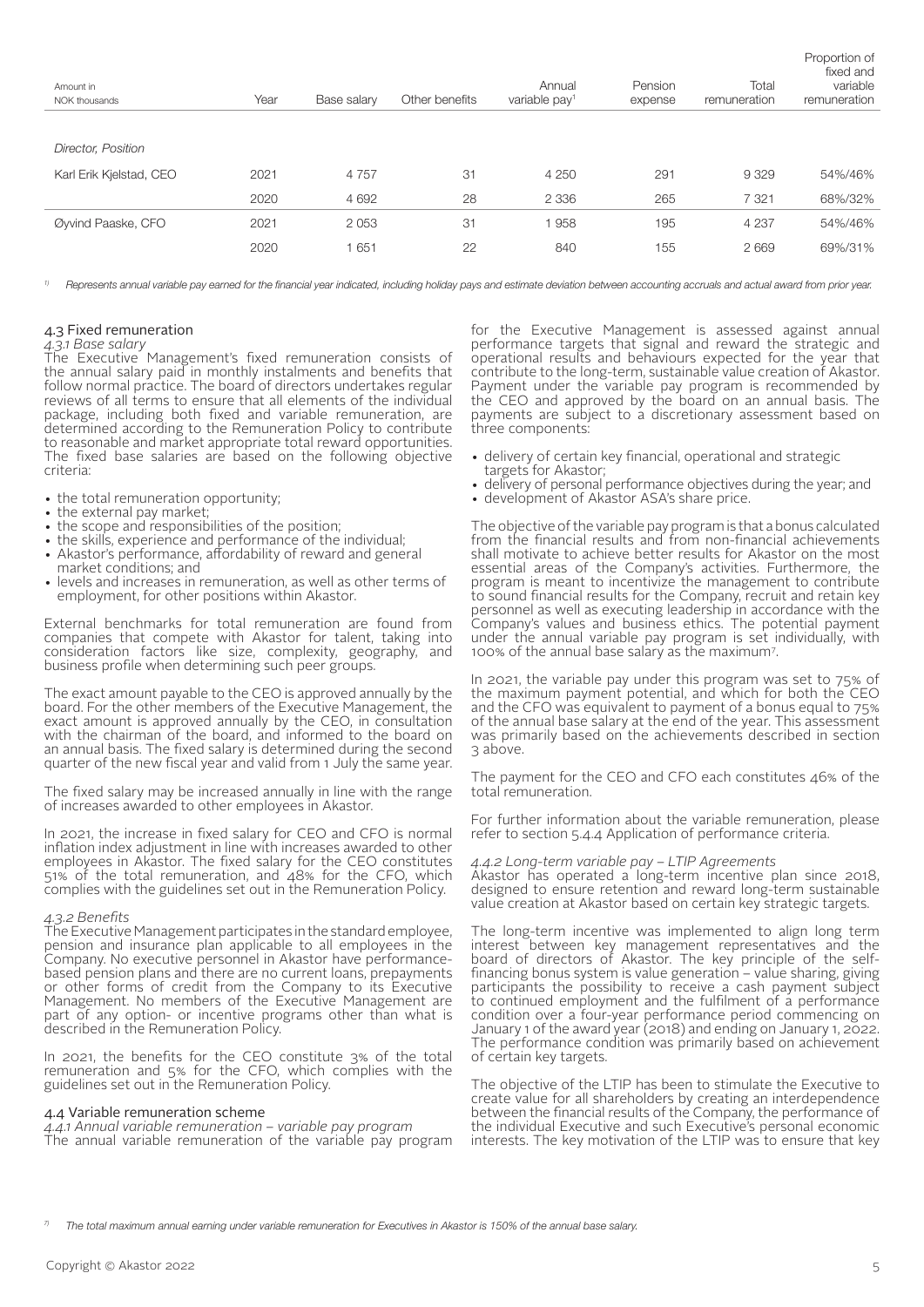| Amount in NOK thousands | Year | Base salary | Other benefits | Annual variable pay[1] | Pension expense | Total remuneration | Proportion of fixed and variable remuneration |
|---|---|---|---|---|---|---|---|
| *Director, Position* | | | | | | | |
| Karl Erik Kjelstad, CEO | 2021 | 4 757 | 31 | 4 250 | 291 | 9 329 | 54%/46% |
| | 2020 | 4 692 | 28 | 2 336 | 265 | 7 321 | 68%/32% |
| Øyvind Paaske, CFO | 2021 | 2 053 | 31 | 1 958 | 195 | 4 237 | 54%/46% |
| | 2020 | 1 651 | 22 | 840 | 155 | 2 669 | 69%/31% |

[1] *Represents annual variable pay earned for the financial year indicated, including holiday pays and estimate deviation between accounting accruals and actual award from prior year.*

### 4.3 Fixed remuneration

#### *4.3.1 Base salary*

The Executive Management's fixed remuneration consists of the annual salary paid in monthly instalments and benefits that follow normal practice. The board of directors undertakes regular reviews of all terms to ensure that all elements of the individual package, including both fixed and variable remuneration, are determined according to the Remuneration Policy to contribute to reasonable and market appropriate total reward opportunities. The fixed base salaries are based on the following objective criteria:

- the total remuneration opportunity;
- the external pay market;
- the scope and responsibilities of the position;
- the skills, experience and performance of the individual;
- Akastor's performance, affordability of reward and general market conditions; and
- levels and increases in remuneration, as well as other terms of employment, for other positions within Akastor.

External benchmarks for total remuneration are found from companies that compete with Akastor for talent, taking into consideration factors like size, complexity, geography, and business profile when determining such peer groups.

The exact amount payable to the CEO is approved annually by the board. For the other members of the Executive Management, the exact amount is approved annually by the CEO, in consultation with the chairman of the board, and informed to the board on an annual basis. The fixed salary is determined during the second quarter of the new fiscal year and valid from 1 July the same year.

The fixed salary may be increased annually in line with the range of increases awarded to other employees in Akastor.

In 2021, the increase in fixed salary for CEO and CFO is normal inflation index adjustment in line with increases awarded to other employees in Akastor. The fixed salary for the CEO constitutes 51% of the total remuneration, and 48% for the CFO, which complies with the guidelines set out in the Remuneration Policy.

#### *4.3.2 Benefits*

The Executive Management participates in the standard employee, pension and insurance plan applicable to all employees in the Company. No executive personnel in Akastor have performance-based pension plans and there are no current loans, prepayments or other forms of credit from the Company to its Executive Management. No members of the Executive Management are part of any option- or incentive programs other than what is described in the Remuneration Policy.

In 2021, the benefits for the CEO constitute 3% of the total remuneration and 5% for the CFO, which complies with the guidelines set out in the Remuneration Policy.

### 4.4 Variable remuneration scheme

#### *4.4.1 Annual variable remuneration – variable pay program*

The annual variable remuneration of the variable pay program for the Executive Management is assessed against annual performance targets that signal and reward the strategic and operational results and behaviours expected for the year that contribute to the long-term, sustainable value creation of Akastor. Payment under the variable pay program is recommended by the CEO and approved by the board on an annual basis. The payments are subject to a discretionary assessment based on three components:

- delivery of certain key financial, operational and strategic targets for Akastor;
- delivery of personal performance objectives during the year; and
- development of Akastor ASA's share price.

The objective of the variable pay program is that a bonus calculated from the financial results and from non-financial achievements shall motivate to achieve better results for Akastor on the most essential areas of the Company's activities. Furthermore, the program is meant to incentivize the management to contribute to sound financial results for the Company, recruit and retain key personnel as well as executing leadership in accordance with the Company's values and business ethics. The potential payment under the annual variable pay program is set individually, with 100% of the annual base salary as the maximum[7].

In 2021, the variable pay under this program was set to 75% of the maximum payment potential, and which for both the CEO and the CFO was equivalent to payment of a bonus equal to 75% of the annual base salary at the end of the year. This assessment was primarily based on the achievements described in section 3 above.

The payment for the CEO and CFO each constitutes 46% of the total remuneration.

For further information about the variable remuneration, please refer to section 5.4.4 Application of performance criteria.

#### *4.4.2 Long-term variable pay – LTIP Agreements*

Akastor has operated a long-term incentive plan since 2018, designed to ensure retention and reward long-term sustainable value creation at Akastor based on certain key strategic targets.

The long-term incentive was implemented to align long term interest between key management representatives and the board of directors of Akastor. The key principle of the self-financing bonus system is value generation – value sharing, giving participants the possibility to receive a cash payment subject to continued employment and the fulfilment of a performance condition over a four-year performance period commencing on January 1 of the award year (2018) and ending on January 1, 2022. The performance condition was primarily based on achievement of certain key targets.

The objective of the LTIP has been to stimulate the Executive to create value for all shareholders by creating an interdependence between the financial results of the Company, the performance of the individual Executive and such Executive's personal economic interests. The key motivation of the LTIP was to ensure that key

[7] *The total maximum annual earning under variable remuneration for Executives in Akastor is 150% of the annual base salary.*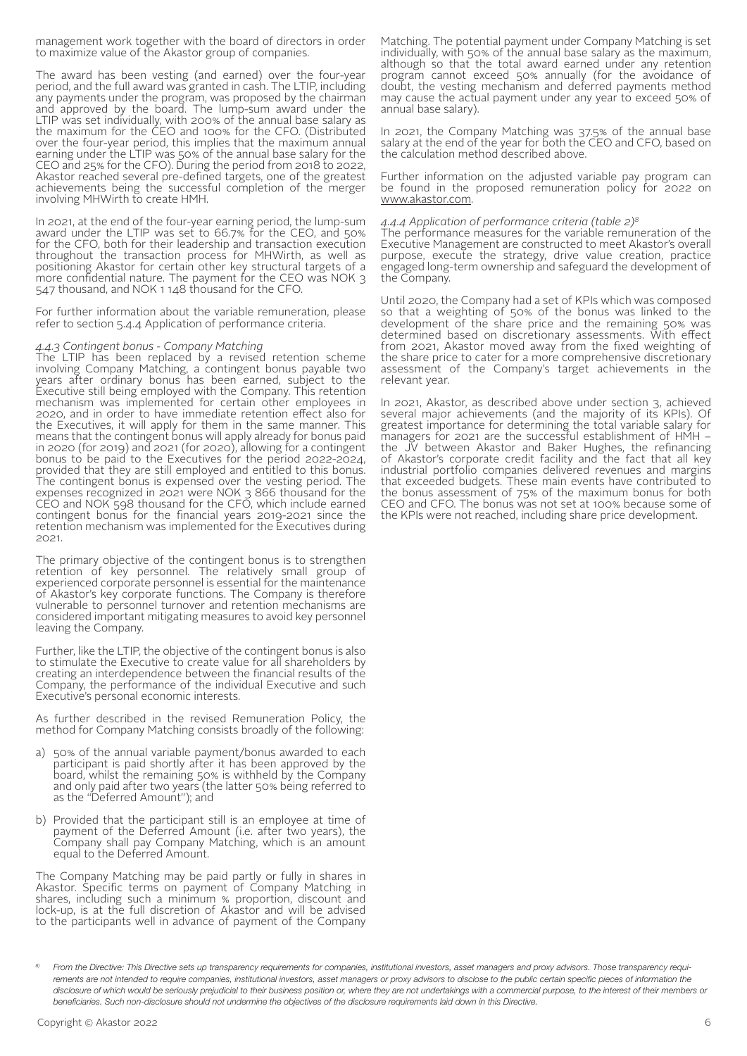management work together with the board of directors in order to maximize value of the Akastor group of companies.

The award has been vesting (and earned) over the four-year period, and the full award was granted in cash. The LTIP, including any payments under the program, was proposed by the chairman and approved by the board. The lump-sum award under the LTIP was set individually, with 200% of the annual base salary as the maximum for the CEO and 100% for the CFO. (Distributed over the four-year period, this implies that the maximum annual earning under the LTIP was 50% of the annual base salary for the CEO and 25% for the CFO). During the period from 2018 to 2022, Akastor reached several pre-defined targets, one of the greatest achievements being the successful completion of the merger involving MHWirth to create HMH.

In 2021, at the end of the four-year earning period, the lump-sum award under the LTIP was set to 66.7% for the CEO, and 50% for the CFO, both for their leadership and transaction execution throughout the transaction process for MHWirth, as well as positioning Akastor for certain other key structural targets of a more confidential nature. The payment for the CEO was NOK 3 547 thousand, and NOK 1 148 thousand for the CFO.

For further information about the variable remuneration, please refer to section 5.4.4 Application of performance criteria.

*4.4.3 Contingent bonus - Company Matching*

The LTIP has been replaced by a revised retention scheme involving Company Matching, a contingent bonus payable two years after ordinary bonus has been earned, subject to the Executive still being employed with the Company. This retention mechanism was implemented for certain other employees in 2020, and in order to have immediate retention effect also for the Executives, it will apply for them in the same manner. This means that the contingent bonus will apply already for bonus paid in 2020 (for 2019) and 2021 (for 2020), allowing for a contingent bonus to be paid to the Executives for the period 2022-2024, provided that they are still employed and entitled to this bonus. The contingent bonus is expensed over the vesting period. The expenses recognized in 2021 were NOK 3 866 thousand for the CEO and NOK 598 thousand for the CFO, which include earned contingent bonus for the financial years 2019-2021 since the retention mechanism was implemented for the Executives during 2021.

The primary objective of the contingent bonus is to strengthen retention of key personnel. The relatively small group of experienced corporate personnel is essential for the maintenance of Akastor's key corporate functions. The Company is therefore vulnerable to personnel turnover and retention mechanisms are considered important mitigating measures to avoid key personnel leaving the Company.

Further, like the LTIP, the objective of the contingent bonus is also to stimulate the Executive to create value for all shareholders by creating an interdependence between the financial results of the Company, the performance of the individual Executive and such Executive's personal economic interests.

As further described in the revised Remuneration Policy, the method for Company Matching consists broadly of the following:

a) 50% of the annual variable payment/bonus awarded to each participant is paid shortly after it has been approved by the board, whilst the remaining 50% is withheld by the Company and only paid after two years (the latter 50% being referred to as the "Deferred Amount"); and

b) Provided that the participant still is an employee at time of payment of the Deferred Amount (i.e. after two years), the Company shall pay Company Matching, which is an amount equal to the Deferred Amount.

The Company Matching may be paid partly or fully in shares in Akastor. Specific terms on payment of Company Matching in shares, including such a minimum % proportion, discount and lock-up, is at the full discretion of Akastor and will be advised to the participants well in advance of payment of the Company Matching. The potential payment under Company Matching is set individually, with 50% of the annual base salary as the maximum, although so that the total award earned under any retention program cannot exceed 50% annually (for the avoidance of doubt, the vesting mechanism and deferred payments method may cause the actual payment under any year to exceed 50% of annual base salary).

In 2021, the Company Matching was 37.5% of the annual base salary at the end of the year for both the CEO and CFO, based on the calculation method described above.

Further information on the adjusted variable pay program can be found in the proposed remuneration policy for 2022 on www.akastor.com.

*4.4.4 Application of performance criteria (table 2)*[8]

The performance measures for the variable remuneration of the Executive Management are constructed to meet Akastor's overall purpose, execute the strategy, drive value creation, practice engaged long-term ownership and safeguard the development of the Company.

Until 2020, the Company had a set of KPIs which was composed so that a weighting of 50% of the bonus was linked to the development of the share price and the remaining 50% was determined based on discretionary assessments. With effect from 2021, Akastor moved away from the fixed weighting of the share price to cater for a more comprehensive discretionary assessment of the Company's target achievements in the relevant year.

In 2021, Akastor, as described above under section 3, achieved several major achievements (and the majority of its KPIs). Of greatest importance for determining the total variable salary for managers for 2021 are the successful establishment of HMH – the JV between Akastor and Baker Hughes, the refinancing of Akastor's corporate credit facility and the fact that all key industrial portfolio companies delivered revenues and margins that exceeded budgets. These main events have contributed to the bonus assessment of 75% of the maximum bonus for both CEO and CFO. The bonus was not set at 100% because some of the KPIs were not reached, including share price development.

[8] *From the Directive: This Directive sets up transparency requirements for companies, institutional investors, asset managers and proxy advisors. Those transparency requirements are not intended to require companies, institutional investors, asset managers or proxy advisors to disclose to the public certain specific pieces of information the disclosure of which would be seriously prejudicial to their business position or, where they are not undertakings with a commercial purpose, to the interest of their members or beneficiaries. Such non-disclosure should not undermine the objectives of the disclosure requirements laid down in this Directive.*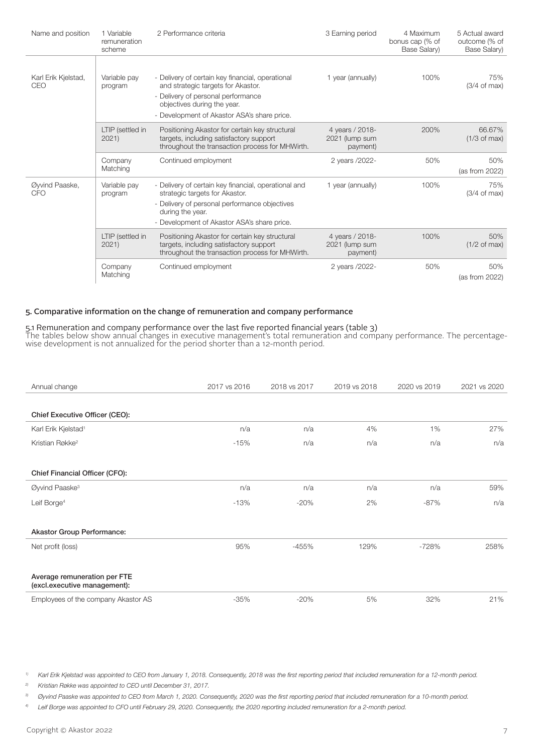| Name and position | 1 Variable remuneration scheme | 2 Performance criteria | 3 Earning period | 4 Maximum bonus cap (% of Base Salary) | 5 Actual award outcome (% of Base Salary) |
|---|---|---|---|---|---|
| Karl Erik Kjelstad, CEO | Variable pay program | - Delivery of certain key financial, operational and strategic targets for Akastor.<br>- Delivery of personal performance objectives during the year.<br>- Development of Akastor ASA's share price. | 1 year (annually) | 100% | 75% (3/4 of max) |
| | LTIP (settled in 2021) | Positioning Akastor for certain key structural targets, including satisfactory support throughout the transaction process for MHWirth. | 4 years / 2018-2021 (lump sum payment) | 200% | 66.67% (1/3 of max) |
| | Company Matching | Continued employment | 2 years /2022- | 50% | 50% (as from 2022) |
| Øyvind Paaske, CFO | Variable pay program | - Delivery of certain key financial, operational and strategic targets for Akastor.<br>- Delivery of personal performance objectives during the year.<br>- Development of Akastor ASA's share price. | 1 year (annually) | 100% | 75% (3/4 of max) |
| | LTIP (settled in 2021) | Positioning Akastor for certain key structural targets, including satisfactory support throughout the transaction process for MHWirth. | 4 years / 2018-2021 (lump sum payment) | 100% | 50% (1/2 of max) |
| | Company Matching | Continued employment | 2 years /2022- | 50% | 50% (as from 2022) |

## 5. Comparative information on the change of remuneration and company performance

### 5.1 Remuneration and company performance over the last five reported financial years (table 3)

The tables below show annual changes in executive management's total remuneration and company performance. The percentage-wise development is not annualized for the period shorter than a 12-month period.

| Annual change | 2017 vs 2016 | 2018 vs 2017 | 2019 vs 2018 | 2020 vs 2019 | 2021 vs 2020 |
|---|---|---|---|---|---|
| **Chief Executive Officer (CEO):** | | | | | |
| Karl Erik Kjelstad[1] | n/a | n/a | 4% | 1% | 27% |
| Kristian Røkke[2] | -15% | n/a | n/a | n/a | n/a |
| **Chief Financial Officer (CFO):** | | | | | |
| Øyvind Paaske[3] | n/a | n/a | n/a | n/a | 59% |
| Leif Borge[4] | -13% | -20% | 2% | -87% | n/a |
| **Akastor Group Performance:** | | | | | |
| Net profit (loss) | 95% | -455% | 129% | -728% | 258% |
| **Average remuneration per FTE (excl.executive management):** | | | | | |
| Employees of the company Akastor AS | -35% | -20% | 5% | 32% | 21% |

[1] *Karl Erik Kjelstad was appointed to CEO from January 1, 2018. Consequently, 2018 was the first reporting period that included remuneration for a 12-month period.*

[2] *Kristian Røkke was appointed to CEO until December 31, 2017.*

[3] *Øyvind Paaske was appointed to CEO from March 1, 2020. Consequently, 2020 was the first reporting period that included remuneration for a 10-month period.*

[4] *Leif Borge was appointed to CFO until February 29, 2020. Consequently, the 2020 reporting included remuneration for a 2-month period.*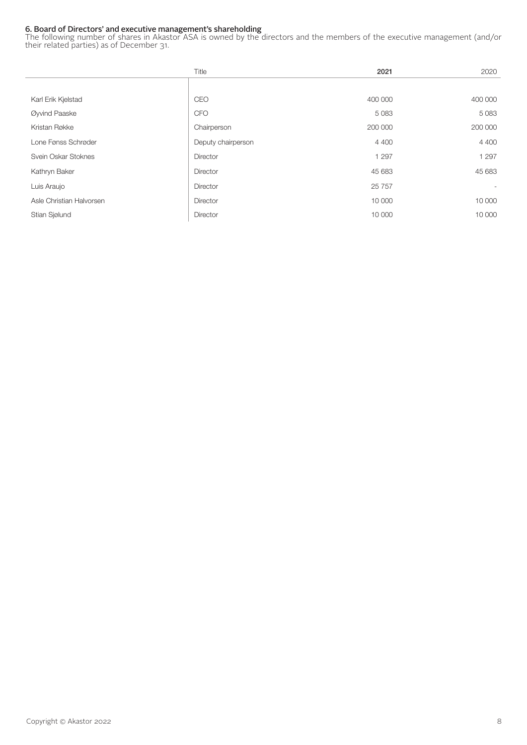### 6. Board of Directors' and executive management's shareholding

The following number of shares in Akastor ASA is owned by the directors and the members of the executive management (and/or their related parties) as of December 31.

| | Title | **2021** | 2020 |
|---|---|---|---|
| Karl Erik Kjelstad | CEO | 400 000 | 400 000 |
| Øyvind Paaske | CFO | 5 083 | 5 083 |
| Kristan Røkke | Chairperson | 200 000 | 200 000 |
| Lone Fønss Schrøder | Deputy chairperson | 4 400 | 4 400 |
| Svein Oskar Stoknes | Director | 1 297 | 1 297 |
| Kathryn Baker | Director | 45 683 | 45 683 |
| Luis Araujo | Director | 25 757 | - |
| Asle Christian Halvorsen | Director | 10 000 | 10 000 |
| Stian Sjølund | Director | 10 000 | 10 000 |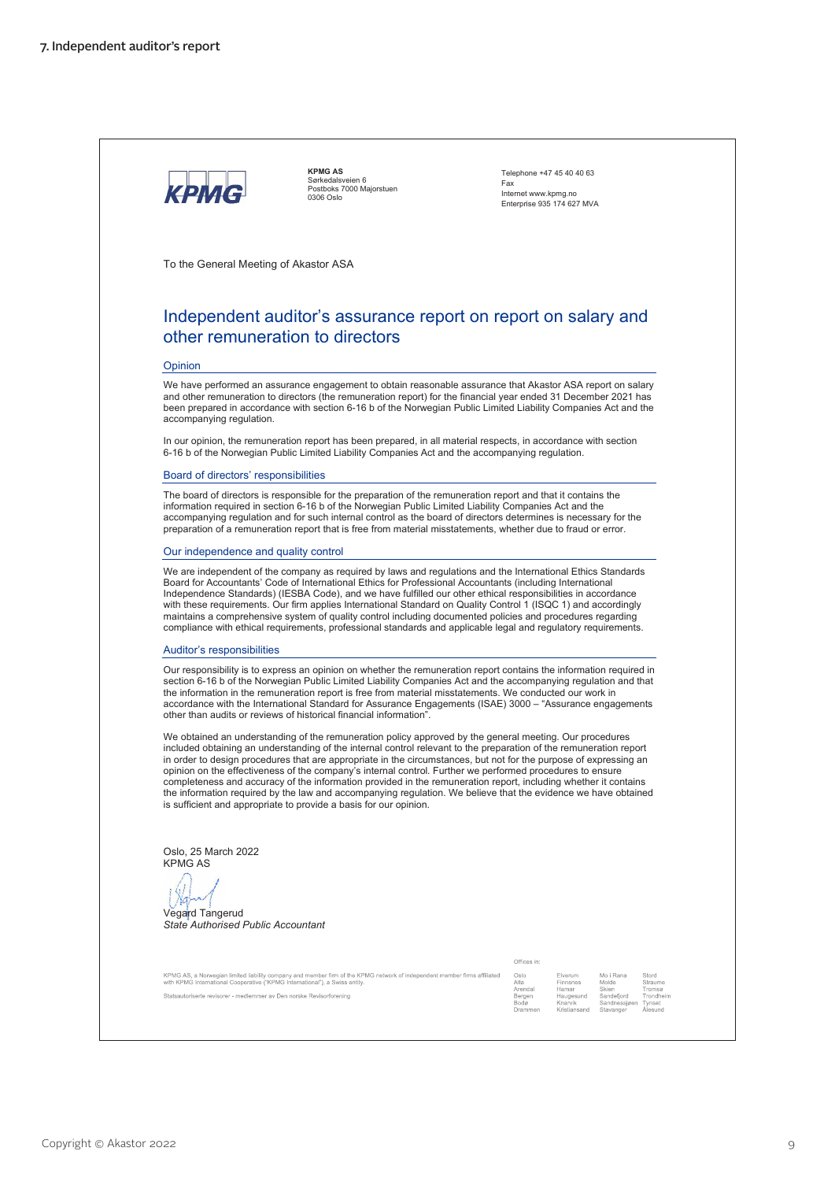## 7. Independent auditor's report

**KPMG AS**
Sørkedalsveien 6
Postboks 7000 Majorstuen
0306 Oslo

Telephone +47 45 40 40 63
Fax
Internet www.kpmg.no
Enterprise 935 174 627 MVA

To the General Meeting of Akastor ASA

# Independent auditor's assurance report on report on salary and other remuneration to directors

### Opinion

We have performed an assurance engagement to obtain reasonable assurance that Akastor ASA report on salary and other remuneration to directors (the remuneration report) for the financial year ended 31 December 2021 has been prepared in accordance with section 6-16 b of the Norwegian Public Limited Liability Companies Act and the accompanying regulation.

In our opinion, the remuneration report has been prepared, in all material respects, in accordance with section 6-16 b of the Norwegian Public Limited Liability Companies Act and the accompanying regulation.

### Board of directors' responsibilities

The board of directors is responsible for the preparation of the remuneration report and that it contains the information required in section 6-16 b of the Norwegian Public Limited Liability Companies Act and the accompanying regulation and for such internal control as the board of directors determines is necessary for the preparation of a remuneration report that is free from material misstatements, whether due to fraud or error.

### Our independence and quality control

We are independent of the company as required by laws and regulations and the International Ethics Standards Board for Accountants' Code of International Ethics for Professional Accountants (including International Independence Standards) (IESBA Code), and we have fulfilled our other ethical responsibilities in accordance with these requirements. Our firm applies International Standard on Quality Control 1 (ISQC 1) and accordingly maintains a comprehensive system of quality control including documented policies and procedures regarding compliance with ethical requirements, professional standards and applicable legal and regulatory requirements.

### Auditor's responsibilities

Our responsibility is to express an opinion on whether the remuneration report contains the information required in section 6-16 b of the Norwegian Public Limited Liability Companies Act and the accompanying regulation and that the information in the remuneration report is free from material misstatements. We conducted our work in accordance with the International Standard for Assurance Engagements (ISAE) 3000 – "Assurance engagements other than audits or reviews of historical financial information".

We obtained an understanding of the remuneration policy approved by the general meeting. Our procedures included obtaining an understanding of the internal control relevant to the preparation of the remuneration report in order to design procedures that are appropriate in the circumstances, but not for the purpose of expressing an opinion on the effectiveness of the company's internal control. Further we performed procedures to ensure completeness and accuracy of the information provided in the remuneration report, including whether it contains the information required by the law and accompanying regulation. We believe that the evidence we have obtained is sufficient and appropriate to provide a basis for our opinion.

Oslo, 25 March 2022
KPMG AS

Vegard Tangerud
*State Authorised Public Accountant*

KPMG AS, a Norwegian limited liability company and member firm of the KPMG network of independent member firms affiliated with KPMG International Cooperative ("KPMG International"), a Swiss entity.

Statsautoriserte revisorer - medlemmer av Den norske Revisorforening

Offices in:

Oslo, Alta, Arendal, Bergen, Bodø, Drammen, Elverum, Finnsnes, Hamar, Haugesund, Knarvik, Kristiansand, Mo i Rana, Molde, Skien, Sandefjord, Sandnessjøen, Stavanger, Stord, Straume, Tromsø, Trondheim, Tynset, Ålesund

Copyright © Akastor 2022